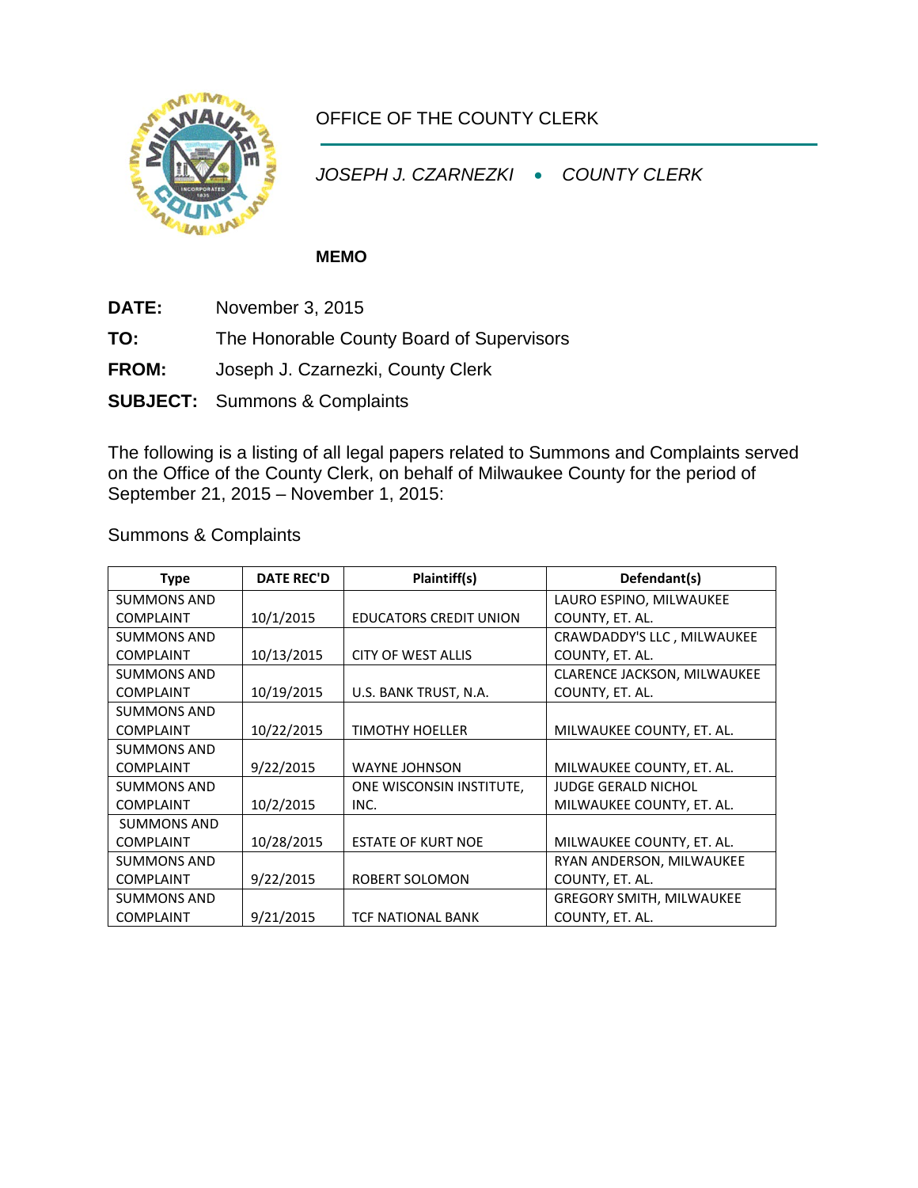OFFICE OF THE COUNTY CLERK

*JOSEPH J. CZARNEZKI • COUNTY CLERK*

**MEMO**

**DATE:** November 3, 2015

**TO:** The Honorable County Board of Supervisors

**FROM:** Joseph J. Czarnezki, County Clerk

**SUBJECT:** Summons & Complaints

The following is a listing of all legal papers related to Summons and Complaints served on the Office of the County Clerk, on behalf of Milwaukee County for the period of September 21, 2015 – November 1, 2015:

Summons & Complaints

| Type | DATE REC'D | Plaintiff(s) | Defendant(s) |
|---|---|---|---|
| SUMMONS AND COMPLAINT | 10/1/2015 | EDUCATORS CREDIT UNION | LAURO ESPINO, MILWAUKEE COUNTY, ET. AL. |
| SUMMONS AND COMPLAINT | 10/13/2015 | CITY OF WEST ALLIS | CRAWDADDY'S LLC , MILWAUKEE COUNTY, ET. AL. |
| SUMMONS AND COMPLAINT | 10/19/2015 | U.S. BANK TRUST, N.A. | CLARENCE JACKSON, MILWAUKEE COUNTY, ET. AL. |
| SUMMONS AND COMPLAINT | 10/22/2015 | TIMOTHY HOELLER | MILWAUKEE COUNTY, ET. AL. |
| SUMMONS AND COMPLAINT | 9/22/2015 | WAYNE JOHNSON | MILWAUKEE COUNTY, ET. AL. |
| SUMMONS AND COMPLAINT | 10/2/2015 | ONE WISCONSIN INSTITUTE, INC. | JUDGE GERALD NICHOL MILWAUKEE COUNTY, ET. AL. |
| SUMMONS AND COMPLAINT | 10/28/2015 | ESTATE OF KURT NOE | MILWAUKEE COUNTY, ET. AL. |
| SUMMONS AND COMPLAINT | 9/22/2015 | ROBERT SOLOMON | RYAN ANDERSON, MILWAUKEE COUNTY, ET. AL. |
| SUMMONS AND COMPLAINT | 9/21/2015 | TCF NATIONAL BANK | GREGORY SMITH, MILWAUKEE COUNTY, ET. AL. |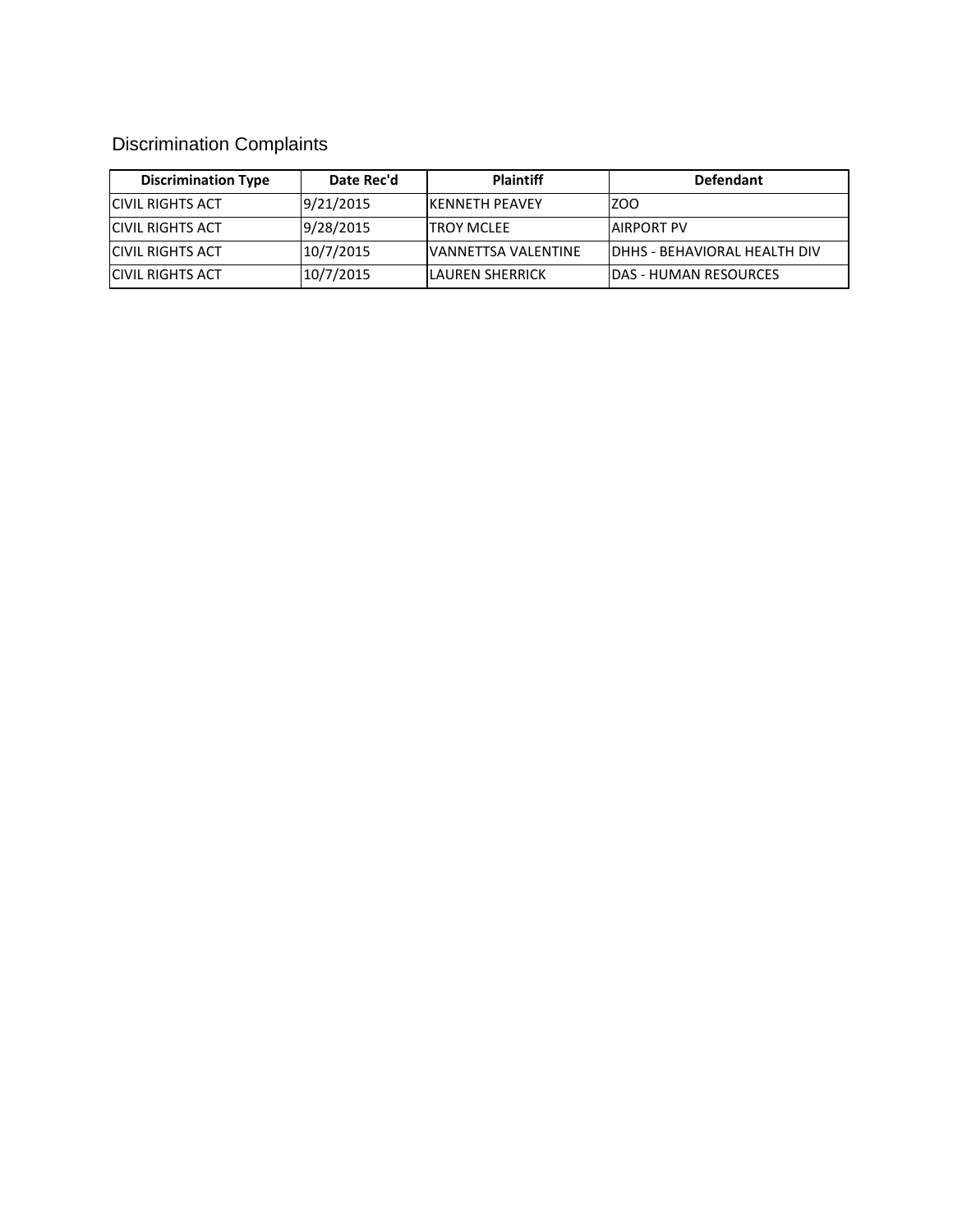# Discrimination Complaints

| Discrimination Type | Date Rec'd | Plaintiff | Defendant |
|---|---|---|---|
| CIVIL RIGHTS ACT | 9/21/2015 | KENNETH PEAVEY | ZOO |
| CIVIL RIGHTS ACT | 9/28/2015 | TROY MCLEE | AIRPORT PV |
| CIVIL RIGHTS ACT | 10/7/2015 | VANNETTSA VALENTINE | DHHS - BEHAVIORAL HEALTH DIV |
| CIVIL RIGHTS ACT | 10/7/2015 | LAUREN SHERRICK | DAS - HUMAN RESOURCES |